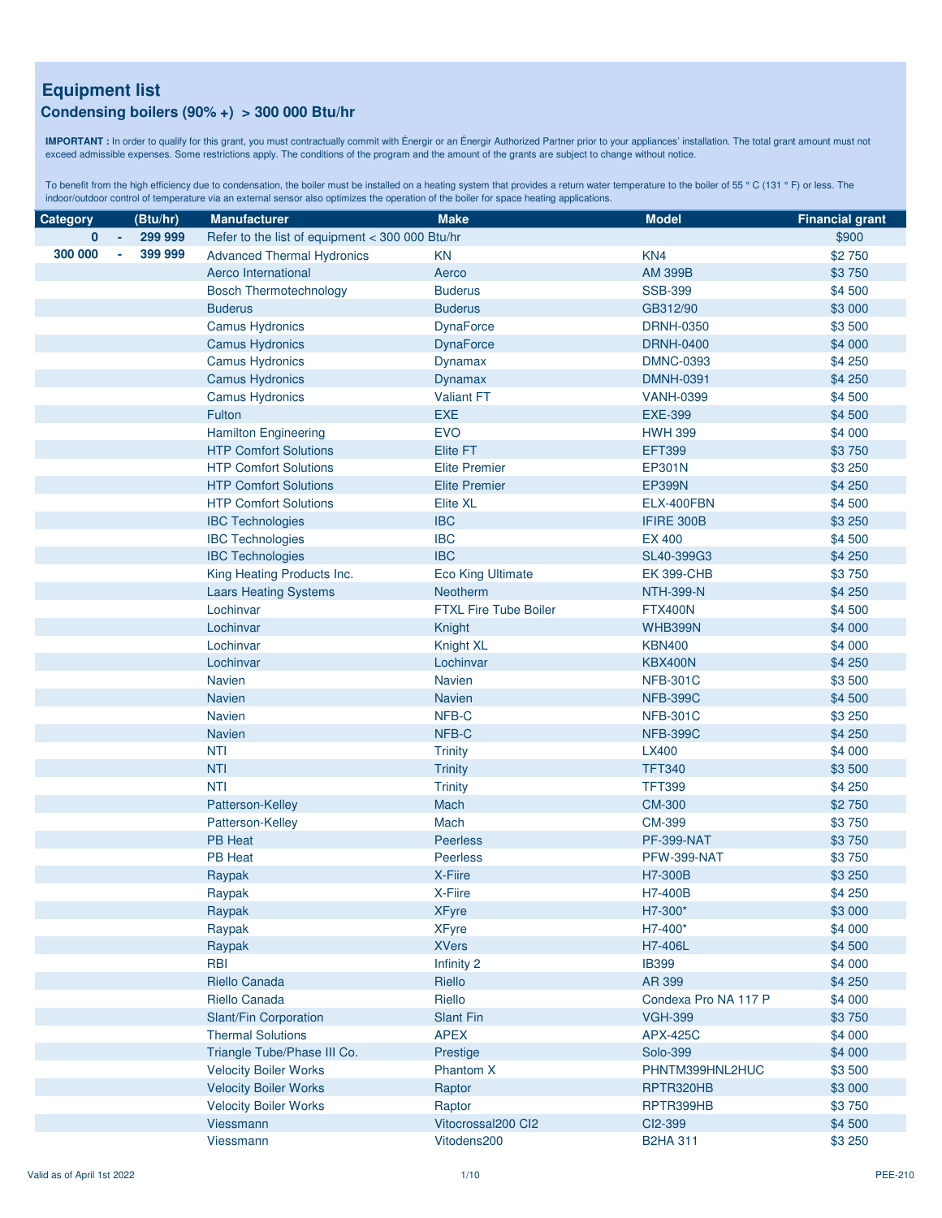# Equipment list

## Condensing boilers (90% +) > 300 000 Btu/hr

**IMPORTANT :** In order to qualify for this grant, you must contractually commit with Énergir or an Énergir Authorized Partner prior to your appliances' installation. The total grant amount must not exceed admissible expenses. Some restrictions apply. The conditions of the program and the amount of the grants are subject to change without notice.

To benefit from the high efficiency due to condensation, the boiler must be installed on a heating system that provides a return water temperature to the boiler of 55 ° C (131 ° F) or less. The indoor/outdoor control of temperature via an external sensor also optimizes the operation of the boiler for space heating applications.

| Category | | (Btu/hr) | Manufacturer | Make | Model | Financial grant |
|---|---|---|---|---|---|---|
| 0 | - | 299 999 | Refer to the list of equipment < 300 000 Btu/hr | | | $900 |
| 300 000 | - | 399 999 | Advanced Thermal Hydronics | KN | KN4 | $2 750 |
| | | | Aerco International | Aerco | AM 399B | $3 750 |
| | | | Bosch Thermotechnology | Buderus | SSB-399 | $4 500 |
| | | | Buderus | Buderus | GB312/90 | $3 000 |
| | | | Camus Hydronics | DynaForce | DRNH-0350 | $3 500 |
| | | | Camus Hydronics | DynaForce | DRNH-0400 | $4 000 |
| | | | Camus Hydronics | Dynamax | DMNC-0393 | $4 250 |
| | | | Camus Hydronics | Dynamax | DMNH-0391 | $4 250 |
| | | | Camus Hydronics | Valiant FT | VANH-0399 | $4 500 |
| | | | Fulton | EXE | EXE-399 | $4 500 |
| | | | Hamilton Engineering | EVO | HWH 399 | $4 000 |
| | | | HTP Comfort Solutions | Elite FT | EFT399 | $3 750 |
| | | | HTP Comfort Solutions | Elite Premier | EP301N | $3 250 |
| | | | HTP Comfort Solutions | Elite Premier | EP399N | $4 250 |
| | | | HTP Comfort Solutions | Elite XL | ELX-400FBN | $4 500 |
| | | | IBC Technologies | IBC | IFIRE 300B | $3 250 |
| | | | IBC Technologies | IBC | EX 400 | $4 500 |
| | | | IBC Technologies | IBC | SL40-399G3 | $4 250 |
| | | | King Heating Products Inc. | Eco King Ultimate | EK 399-CHB | $3 750 |
| | | | Laars Heating Systems | Neotherm | NTH-399-N | $4 250 |
| | | | Lochinvar | FTXL Fire Tube Boiler | FTX400N | $4 500 |
| | | | Lochinvar | Knight | WHB399N | $4 000 |
| | | | Lochinvar | Knight XL | KBN400 | $4 000 |
| | | | Lochinvar | Lochinvar | KBX400N | $4 250 |
| | | | Navien | Navien | NFB-301C | $3 500 |
| | | | Navien | Navien | NFB-399C | $4 500 |
| | | | Navien | NFB-C | NFB-301C | $3 250 |
| | | | Navien | NFB-C | NFB-399C | $4 250 |
| | | | NTI | Trinity | LX400 | $4 000 |
| | | | NTI | Trinity | TFT340 | $3 500 |
| | | | NTI | Trinity | TFT399 | $4 250 |
| | | | Patterson-Kelley | Mach | CM-300 | $2 750 |
| | | | Patterson-Kelley | Mach | CM-399 | $3 750 |
| | | | PB Heat | Peerless | PF-399-NAT | $3 750 |
| | | | PB Heat | Peerless | PFW-399-NAT | $3 750 |
| | | | Raypak | X-Fiire | H7-300B | $3 250 |
| | | | Raypak | X-Fiire | H7-400B | $4 250 |
| | | | Raypak | XFyre | H7-300* | $3 000 |
| | | | Raypak | XFyre | H7-400* | $4 000 |
| | | | Raypak | XVers | H7-406L | $4 500 |
| | | | RBI | Infinity 2 | IB399 | $4 000 |
| | | | Riello Canada | Riello | AR 399 | $4 250 |
| | | | Riello Canada | Riello | Condexa Pro NA 117 P | $4 000 |
| | | | Slant/Fin Corporation | Slant Fin | VGH-399 | $3 750 |
| | | | Thermal Solutions | APEX | APX-425C | $4 000 |
| | | | Triangle Tube/Phase III Co. | Prestige | Solo-399 | $4 000 |
| | | | Velocity Boiler Works | Phantom X | PHNTM399HNL2HUC | $3 500 |
| | | | Velocity Boiler Works | Raptor | RPTR320HB | $3 000 |
| | | | Velocity Boiler Works | Raptor | RPTR399HB | $3 750 |
| | | | Viessmann | Vitocrossal200 CI2 | CI2-399 | $4 500 |
| | | | Viessmann | Vitodens200 | B2HA 311 | $3 250 |

Valid as of April 1st 2022

PEE-210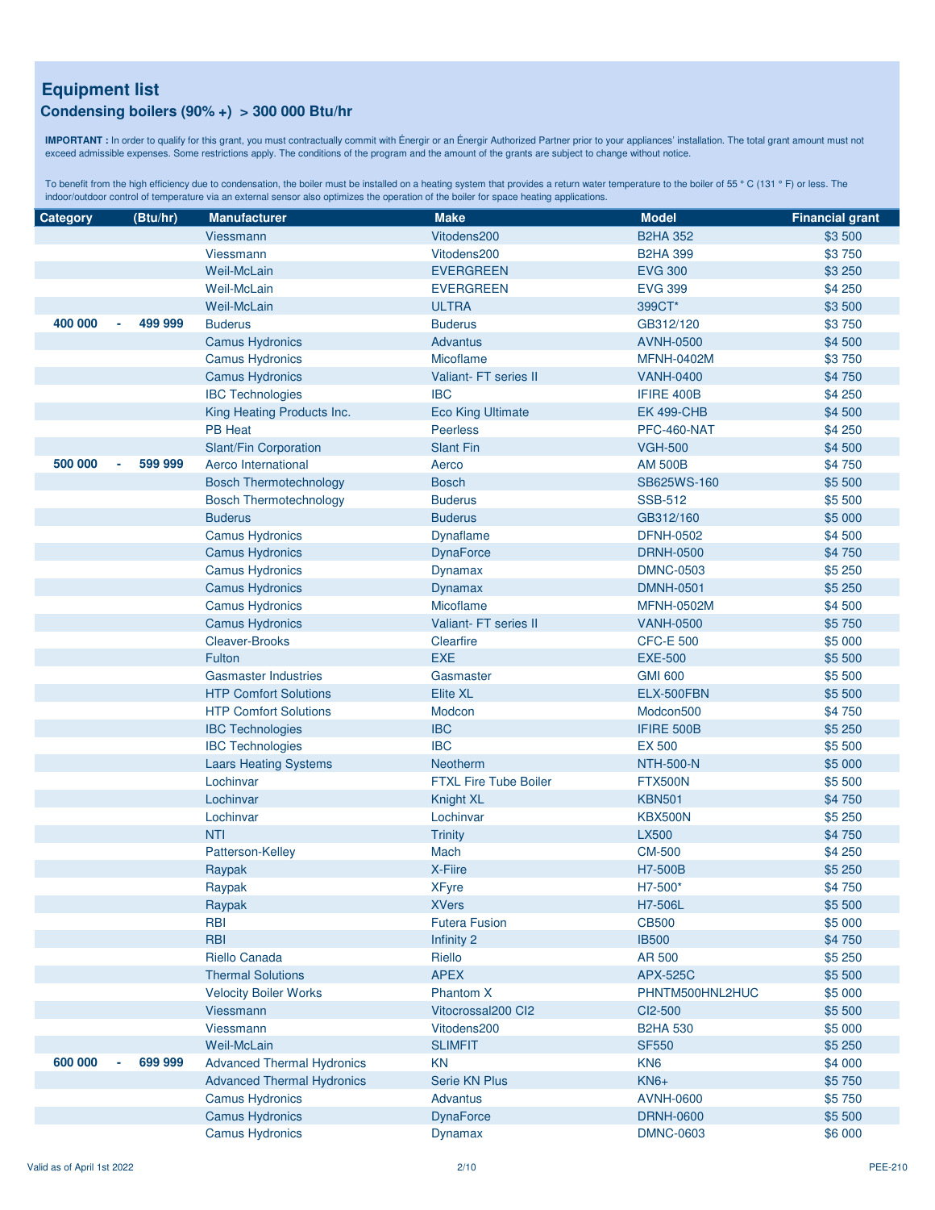## Equipment list

### Condensing boilers (90% +) > 300 000 Btu/hr

**IMPORTANT :** In order to qualify for this grant, you must contractually commit with Énergir or an Énergir Authorized Partner prior to your appliances' installation. The total grant amount must not exceed admissible expenses. Some restrictions apply. The conditions of the program and the amount of the grants are subject to change without notice.

To benefit from the high efficiency due to condensation, the boiler must be installed on a heating system that provides a return water temperature to the boiler of 55 ° C (131 ° F) or less. The indoor/outdoor control of temperature via an external sensor also optimizes the operation of the boiler for space heating applications.

| Category (Btu/hr) | Manufacturer | Make | Model | Financial grant |
|---|---|---|---|---|
| | Viessmann | Vitodens200 | B2HA 352 | $3 500 |
| | Viessmann | Vitodens200 | B2HA 399 | $3 750 |
| | Weil-McLain | EVERGREEN | EVG 300 | $3 250 |
| | Weil-McLain | EVERGREEN | EVG 399 | $4 250 |
| | Weil-McLain | ULTRA | 399CT* | $3 500 |
| 400 000 - 499 999 | Buderus | Buderus | GB312/120 | $3 750 |
| | Camus Hydronics | Advantus | AVNH-0500 | $4 500 |
| | Camus Hydronics | Micoflame | MFNH-0402M | $3 750 |
| | Camus Hydronics | Valiant- FT series II | VANH-0400 | $4 750 |
| | IBC Technologies | IBC | IFIRE 400B | $4 250 |
| | King Heating Products Inc. | Eco King Ultimate | EK 499-CHB | $4 500 |
| | PB Heat | Peerless | PFC-460-NAT | $4 250 |
| | Slant/Fin Corporation | Slant Fin | VGH-500 | $4 500 |
| 500 000 - 599 999 | Aerco International | Aerco | AM 500B | $4 750 |
| | Bosch Thermotechnology | Bosch | SB625WS-160 | $5 500 |
| | Bosch Thermotechnology | Buderus | SSB-512 | $5 500 |
| | Buderus | Buderus | GB312/160 | $5 000 |
| | Camus Hydronics | Dynaflame | DFNH-0502 | $4 500 |
| | Camus Hydronics | DynaForce | DRNH-0500 | $4 750 |
| | Camus Hydronics | Dynamax | DMNC-0503 | $5 250 |
| | Camus Hydronics | Dynamax | DMNH-0501 | $5 250 |
| | Camus Hydronics | Micoflame | MFNH-0502M | $4 500 |
| | Camus Hydronics | Valiant- FT series II | VANH-0500 | $5 750 |
| | Cleaver-Brooks | Clearfire | CFC-E 500 | $5 000 |
| | Fulton | EXE | EXE-500 | $5 500 |
| | Gasmaster Industries | Gasmaster | GMI 600 | $5 500 |
| | HTP Comfort Solutions | Elite XL | ELX-500FBN | $5 500 |
| | HTP Comfort Solutions | Modcon | Modcon500 | $4 750 |
| | IBC Technologies | IBC | IFIRE 500B | $5 250 |
| | IBC Technologies | IBC | EX 500 | $5 500 |
| | Laars Heating Systems | Neotherm | NTH-500-N | $5 000 |
| | Lochinvar | FTXL Fire Tube Boiler | FTX500N | $5 500 |
| | Lochinvar | Knight XL | KBN501 | $4 750 |
| | Lochinvar | Lochinvar | KBX500N | $5 250 |
| | NTI | Trinity | LX500 | $4 750 |
| | Patterson-Kelley | Mach | CM-500 | $4 250 |
| | Raypak | X-Fiire | H7-500B | $5 250 |
| | Raypak | XFyre | H7-500* | $4 750 |
| | Raypak | XVers | H7-506L | $5 500 |
| | RBI | Futera Fusion | CB500 | $5 000 |
| | RBI | Infinity 2 | IB500 | $4 750 |
| | Riello Canada | Riello | AR 500 | $5 250 |
| | Thermal Solutions | APEX | APX-525C | $5 500 |
| | Velocity Boiler Works | Phantom X | PHNTM500HNL2HUC | $5 000 |
| | Viessmann | Vitocrossal200 CI2 | CI2-500 | $5 500 |
| | Viessmann | Vitodens200 | B2HA 530 | $5 000 |
| | Weil-McLain | SLIMFIT | SF550 | $5 250 |
| 600 000 - 699 999 | Advanced Thermal Hydronics | KN | KN6 | $4 000 |
| | Advanced Thermal Hydronics | Serie KN Plus | KN6+ | $5 750 |
| | Camus Hydronics | Advantus | AVNH-0600 | $5 750 |
| | Camus Hydronics | DynaForce | DRNH-0600 | $5 500 |
| | Camus Hydronics | Dynamax | DMNC-0603 | $6 000 |

Valid as of April 1st 2022 — PEE-210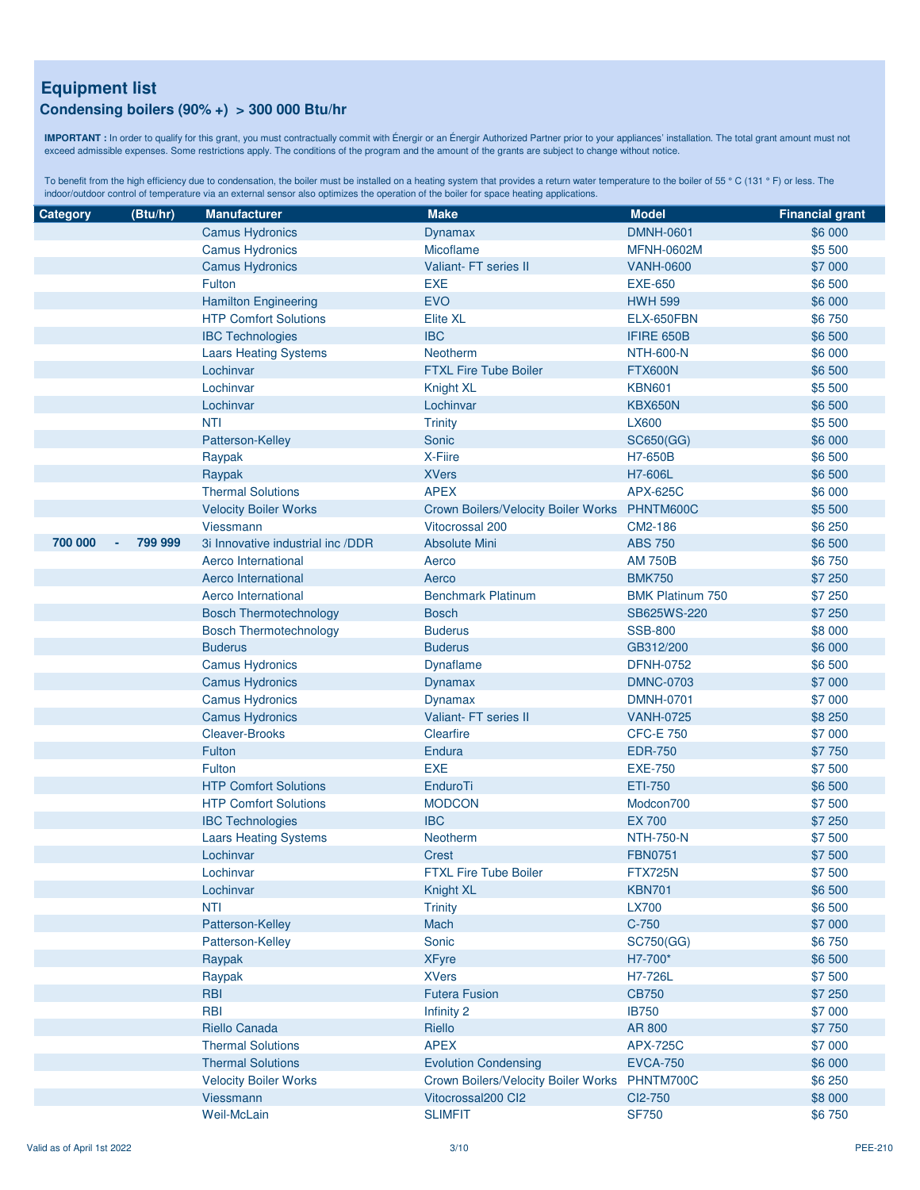# Equipment list

## Condensing boilers (90% +) > 300 000 Btu/hr

**IMPORTANT :** In order to qualify for this grant, you must contractually commit with Énergir or an Énergir Authorized Partner prior to your appliances' installation. The total grant amount must not exceed admissible expenses. Some restrictions apply. The conditions of the program and the amount of the grants are subject to change without notice.

To benefit from the high efficiency due to condensation, the boiler must be installed on a heating system that provides a return water temperature to the boiler of 55 ° C (131 ° F) or less. The indoor/outdoor control of temperature via an external sensor also optimizes the operation of the boiler for space heating applications.

| Category (Btu/hr) | Manufacturer | Make | Model | Financial grant |
|---|---|---|---|---|
| | Camus Hydronics | Dynamax | DMNH-0601 | $6 000 |
| | Camus Hydronics | Micoflame | MFNH-0602M | $5 500 |
| | Camus Hydronics | Valiant- FT series II | VANH-0600 | $7 000 |
| | Fulton | EXE | EXE-650 | $6 500 |
| | Hamilton Engineering | EVO | HWH 599 | $6 000 |
| | HTP Comfort Solutions | Elite XL | ELX-650FBN | $6 750 |
| | IBC Technologies | IBC | IFIRE 650B | $6 500 |
| | Laars Heating Systems | Neotherm | NTH-600-N | $6 000 |
| | Lochinvar | FTXL Fire Tube Boiler | FTX600N | $6 500 |
| | Lochinvar | Knight XL | KBN601 | $5 500 |
| | Lochinvar | Lochinvar | KBX650N | $6 500 |
| | NTI | Trinity | LX600 | $5 500 |
| | Patterson-Kelley | Sonic | SC650(GG) | $6 000 |
| | Raypak | X-Fiire | H7-650B | $6 500 |
| | Raypak | XVers | H7-606L | $6 500 |
| | Thermal Solutions | APEX | APX-625C | $6 000 |
| | Velocity Boiler Works | Crown Boilers/Velocity Boiler Works | PHNTM600C | $5 500 |
| | Viessmann | Vitocrossal 200 | CM2-186 | $6 250 |
| 700 000 - 799 999 | 3i Innovative industrial inc /DDR | Absolute Mini | ABS 750 | $6 500 |
| | Aerco International | Aerco | AM 750B | $6 750 |
| | Aerco International | Aerco | BMK750 | $7 250 |
| | Aerco International | Benchmark Platinum | BMK Platinum 750 | $7 250 |
| | Bosch Thermotechnology | Bosch | SB625WS-220 | $7 250 |
| | Bosch Thermotechnology | Buderus | SSB-800 | $8 000 |
| | Buderus | Buderus | GB312/200 | $6 000 |
| | Camus Hydronics | Dynaflame | DFNH-0752 | $6 500 |
| | Camus Hydronics | Dynamax | DMNC-0703 | $7 000 |
| | Camus Hydronics | Dynamax | DMNH-0701 | $7 000 |
| | Camus Hydronics | Valiant- FT series II | VANH-0725 | $8 250 |
| | Cleaver-Brooks | Clearfire | CFC-E 750 | $7 000 |
| | Fulton | Endura | EDR-750 | $7 750 |
| | Fulton | EXE | EXE-750 | $7 500 |
| | HTP Comfort Solutions | EnduroTi | ETI-750 | $6 500 |
| | HTP Comfort Solutions | MODCON | Modcon700 | $7 500 |
| | IBC Technologies | IBC | EX 700 | $7 250 |
| | Laars Heating Systems | Neotherm | NTH-750-N | $7 500 |
| | Lochinvar | Crest | FBN0751 | $7 500 |
| | Lochinvar | FTXL Fire Tube Boiler | FTX725N | $7 500 |
| | Lochinvar | Knight XL | KBN701 | $6 500 |
| | NTI | Trinity | LX700 | $6 500 |
| | Patterson-Kelley | Mach | C-750 | $7 000 |
| | Patterson-Kelley | Sonic | SC750(GG) | $6 750 |
| | Raypak | XFyre | H7-700* | $6 500 |
| | Raypak | XVers | H7-726L | $7 500 |
| | RBI | Futera Fusion | CB750 | $7 250 |
| | RBI | Infinity 2 | IB750 | $7 000 |
| | Riello Canada | Riello | AR 800 | $7 750 |
| | Thermal Solutions | APEX | APX-725C | $7 000 |
| | Thermal Solutions | Evolution Condensing | EVCA-750 | $6 000 |
| | Velocity Boiler Works | Crown Boilers/Velocity Boiler Works | PHNTM700C | $6 250 |
| | Viessmann | Vitocrossal200 CI2 | CI2-750 | $8 000 |
| | Weil-McLain | SLIMFIT | SF750 | $6 750 |

Valid as of April 1st 2022

PEE-210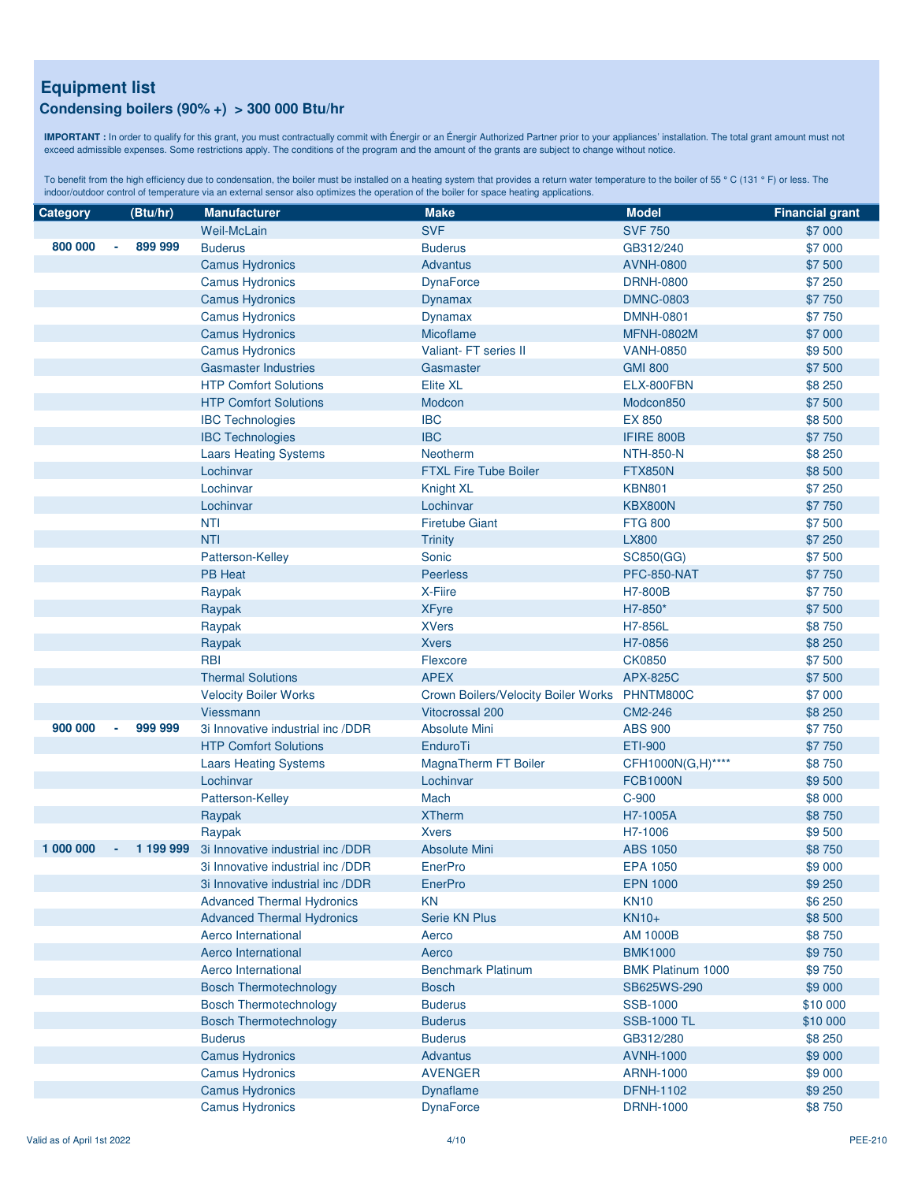## Equipment list

### Condensing boilers (90% +) > 300 000 Btu/hr

**IMPORTANT :** In order to qualify for this grant, you must contractually commit with Énergir or an Énergir Authorized Partner prior to your appliances' installation. The total grant amount must not exceed admissible expenses. Some restrictions apply. The conditions of the program and the amount of the grants are subject to change without notice.

To benefit from the high efficiency due to condensation, the boiler must be installed on a heating system that provides a return water temperature to the boiler of 55 ° C (131 ° F) or less. The indoor/outdoor control of temperature via an external sensor also optimizes the operation of the boiler for space heating applications.

| Category | | (Btu/hr) | Manufacturer | Make | Model | Financial grant |
|---|---|---|---|---|---|---|
| | | | Weil-McLain | SVF | SVF 750 | $7 000 |
| 800 000 | - | 899 999 | Buderus | Buderus | GB312/240 | $7 000 |
| | | | Camus Hydronics | Advantus | AVNH-0800 | $7 500 |
| | | | Camus Hydronics | DynaForce | DRNH-0800 | $7 250 |
| | | | Camus Hydronics | Dynamax | DMNC-0803 | $7 750 |
| | | | Camus Hydronics | Dynamax | DMNH-0801 | $7 750 |
| | | | Camus Hydronics | Micoflame | MFNH-0802M | $7 000 |
| | | | Camus Hydronics | Valiant- FT series II | VANH-0850 | $9 500 |
| | | | Gasmaster Industries | Gasmaster | GMI 800 | $7 500 |
| | | | HTP Comfort Solutions | Elite XL | ELX-800FBN | $8 250 |
| | | | HTP Comfort Solutions | Modcon | Modcon850 | $7 500 |
| | | | IBC Technologies | IBC | EX 850 | $8 500 |
| | | | IBC Technologies | IBC | IFIRE 800B | $7 750 |
| | | | Laars Heating Systems | Neotherm | NTH-850-N | $8 250 |
| | | | Lochinvar | FTXL Fire Tube Boiler | FTX850N | $8 500 |
| | | | Lochinvar | Knight XL | KBN801 | $7 250 |
| | | | Lochinvar | Lochinvar | KBX800N | $7 750 |
| | | | NTI | Firetube Giant | FTG 800 | $7 500 |
| | | | NTI | Trinity | LX800 | $7 250 |
| | | | Patterson-Kelley | Sonic | SC850(GG) | $7 500 |
| | | | PB Heat | Peerless | PFC-850-NAT | $7 750 |
| | | | Raypak | X-Fiire | H7-800B | $7 750 |
| | | | Raypak | XFyre | H7-850* | $7 500 |
| | | | Raypak | XVers | H7-856L | $8 750 |
| | | | Raypak | Xvers | H7-0856 | $8 250 |
| | | | RBI | Flexcore | CK0850 | $7 500 |
| | | | Thermal Solutions | APEX | APX-825C | $7 500 |
| | | | Velocity Boiler Works | Crown Boilers/Velocity Boiler Works | PHNTM800C | $7 000 |
| | | | Viessmann | Vitocrossal 200 | CM2-246 | $8 250 |
| 900 000 | - | 999 999 | 3i Innovative industrial inc /DDR | Absolute Mini | ABS 900 | $7 750 |
| | | | HTP Comfort Solutions | EnduroTi | ETI-900 | $7 750 |
| | | | Laars Heating Systems | MagnaTherm FT Boiler | CFH1000N(G,H)**** | $8 750 |
| | | | Lochinvar | Lochinvar | FCB1000N | $9 500 |
| | | | Patterson-Kelley | Mach | C-900 | $8 000 |
| | | | Raypak | XTherm | H7-1005A | $8 750 |
| | | | Raypak | Xvers | H7-1006 | $9 500 |
| 1 000 000 | - | 1 199 999 | 3i Innovative industrial inc /DDR | Absolute Mini | ABS 1050 | $8 750 |
| | | | 3i Innovative industrial inc /DDR | EnerPro | EPA 1050 | $9 000 |
| | | | 3i Innovative industrial inc /DDR | EnerPro | EPN 1000 | $9 250 |
| | | | Advanced Thermal Hydronics | KN | KN10 | $6 250 |
| | | | Advanced Thermal Hydronics | Serie KN Plus | KN10+ | $8 500 |
| | | | Aerco International | Aerco | AM 1000B | $8 750 |
| | | | Aerco International | Aerco | BMK1000 | $9 750 |
| | | | Aerco International | Benchmark Platinum | BMK Platinum 1000 | $9 750 |
| | | | Bosch Thermotechnology | Bosch | SB625WS-290 | $9 000 |
| | | | Bosch Thermotechnology | Buderus | SSB-1000 | $10 000 |
| | | | Bosch Thermotechnology | Buderus | SSB-1000 TL | $10 000 |
| | | | Buderus | Buderus | GB312/280 | $8 250 |
| | | | Camus Hydronics | Advantus | AVNH-1000 | $9 000 |
| | | | Camus Hydronics | AVENGER | ARNH-1000 | $9 000 |
| | | | Camus Hydronics | Dynaflame | DFNH-1102 | $9 250 |
| | | | Camus Hydronics | DynaForce | DRNH-1000 | $8 750 |

Valid as of April 1st 2022 PEE-210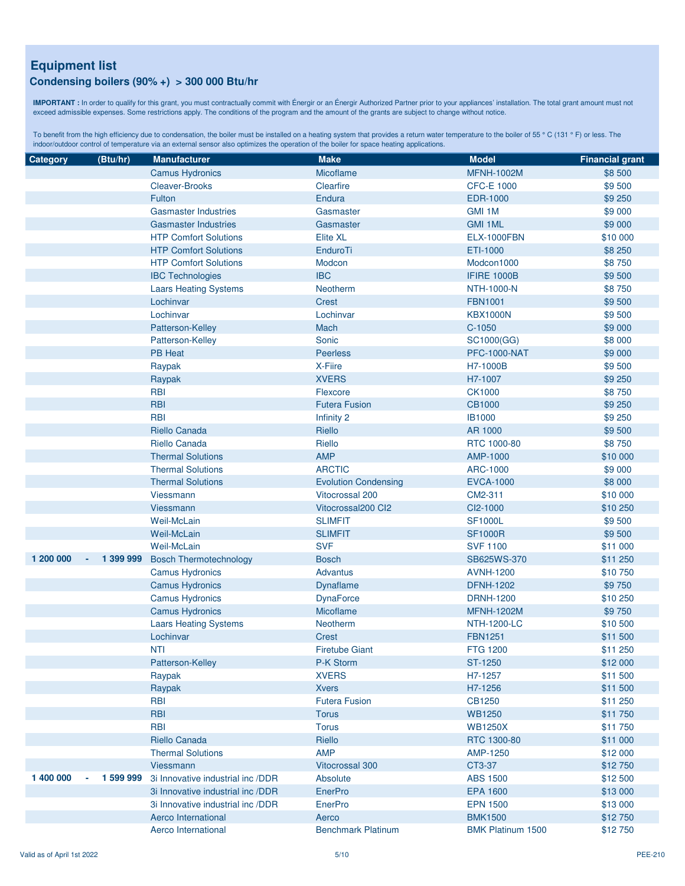## Equipment list

### Condensing boilers (90% +) > 300 000 Btu/hr

**IMPORTANT :** In order to qualify for this grant, you must contractually commit with Énergir or an Énergir Authorized Partner prior to your appliances' installation. The total grant amount must not exceed admissible expenses. Some restrictions apply. The conditions of the program and the amount of the grants are subject to change without notice.

To benefit from the high efficiency due to condensation, the boiler must be installed on a heating system that provides a return water temperature to the boiler of 55 ° C (131 ° F) or less. The indoor/outdoor control of temperature via an external sensor also optimizes the operation of the boiler for space heating applications.

| Category | | (Btu/hr) | Manufacturer | Make | Model | Financial grant |
|---|---|---|---|---|---|---|
| | | | Camus Hydronics | Micoflame | MFNH-1002M | $8 500 |
| | | | Cleaver-Brooks | Clearfire | CFC-E 1000 | $9 500 |
| | | | Fulton | Endura | EDR-1000 | $9 250 |
| | | | Gasmaster Industries | Gasmaster | GMI 1M | $9 000 |
| | | | Gasmaster Industries | Gasmaster | GMI 1ML | $9 000 |
| | | | HTP Comfort Solutions | Elite XL | ELX-1000FBN | $10 000 |
| | | | HTP Comfort Solutions | EnduroTi | ETI-1000 | $8 250 |
| | | | HTP Comfort Solutions | Modcon | Modcon1000 | $8 750 |
| | | | IBC Technologies | IBC | IFIRE 1000B | $9 500 |
| | | | Laars Heating Systems | Neotherm | NTH-1000-N | $8 750 |
| | | | Lochinvar | Crest | FBN1001 | $9 500 |
| | | | Lochinvar | Lochinvar | KBX1000N | $9 500 |
| | | | Patterson-Kelley | Mach | C-1050 | $9 000 |
| | | | Patterson-Kelley | Sonic | SC1000(GG) | $8 000 |
| | | | PB Heat | Peerless | PFC-1000-NAT | $9 000 |
| | | | Raypak | X-Fiire | H7-1000B | $9 500 |
| | | | Raypak | XVERS | H7-1007 | $9 250 |
| | | | RBI | Flexcore | CK1000 | $8 750 |
| | | | RBI | Futera Fusion | CB1000 | $9 250 |
| | | | RBI | Infinity 2 | IB1000 | $9 250 |
| | | | Riello Canada | Riello | AR 1000 | $9 500 |
| | | | Riello Canada | Riello | RTC 1000-80 | $8 750 |
| | | | Thermal Solutions | AMP | AMP-1000 | $10 000 |
| | | | Thermal Solutions | ARCTIC | ARC-1000 | $9 000 |
| | | | Thermal Solutions | Evolution Condensing | EVCA-1000 | $8 000 |
| | | | Viessmann | Vitocrossal 200 | CM2-311 | $10 000 |
| | | | Viessmann | Vitocrossal200 CI2 | CI2-1000 | $10 250 |
| | | | Weil-McLain | SLIMFIT | SF1000L | $9 500 |
| | | | Weil-McLain | SLIMFIT | SF1000R | $9 500 |
| | | | Weil-McLain | SVF | SVF 1100 | $11 000 |
| 1 200 000 | - | 1 399 999 | Bosch Thermotechnology | Bosch | SB625WS-370 | $11 250 |
| | | | Camus Hydronics | Advantus | AVNH-1200 | $10 750 |
| | | | Camus Hydronics | Dynaflame | DFNH-1202 | $9 750 |
| | | | Camus Hydronics | DynaForce | DRNH-1200 | $10 250 |
| | | | Camus Hydronics | Micoflame | MFNH-1202M | $9 750 |
| | | | Laars Heating Systems | Neotherm | NTH-1200-LC | $10 500 |
| | | | Lochinvar | Crest | FBN1251 | $11 500 |
| | | | NTI | Firetube Giant | FTG 1200 | $11 250 |
| | | | Patterson-Kelley | P-K Storm | ST-1250 | $12 000 |
| | | | Raypak | XVERS | H7-1257 | $11 500 |
| | | | Raypak | Xvers | H7-1256 | $11 500 |
| | | | RBI | Futera Fusion | CB1250 | $11 250 |
| | | | RBI | Torus | WB1250 | $11 750 |
| | | | RBI | Torus | WB1250X | $11 750 |
| | | | Riello Canada | Riello | RTC 1300-80 | $11 000 |
| | | | Thermal Solutions | AMP | AMP-1250 | $12 000 |
| | | | Viessmann | Vitocrossal 300 | CT3-37 | $12 750 |
| 1 400 000 | - | 1 599 999 | 3i Innovative industrial inc /DDR | Absolute | ABS 1500 | $12 500 |
| | | | 3i Innovative industrial inc /DDR | EnerPro | EPA 1600 | $13 000 |
| | | | 3i Innovative industrial inc /DDR | EnerPro | EPN 1500 | $13 000 |
| | | | Aerco International | Aerco | BMK1500 | $12 750 |
| | | | Aerco International | Benchmark Platinum | BMK Platinum 1500 | $12 750 |

Valid as of April 1st 2022 | PEE-210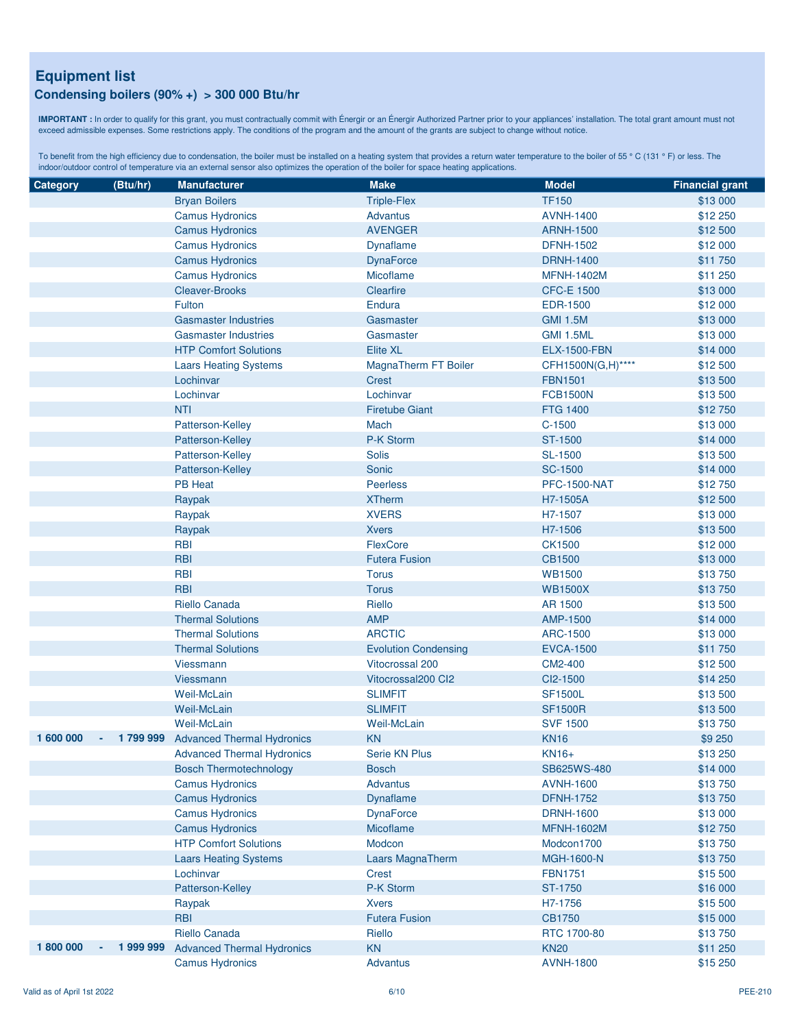## Equipment list

### Condensing boilers (90% +) > 300 000 Btu/hr

**IMPORTANT :** In order to qualify for this grant, you must contractually commit with Énergir or an Énergir Authorized Partner prior to your appliances' installation. The total grant amount must not exceed admissible expenses. Some restrictions apply. The conditions of the program and the amount of the grants are subject to change without notice.

To benefit from the high efficiency due to condensation, the boiler must be installed on a heating system that provides a return water temperature to the boiler of 55 ° C (131 ° F) or less. The indoor/outdoor control of temperature via an external sensor also optimizes the operation of the boiler for space heating applications.

| Category (Btu/hr) | Manufacturer | Make | Model | Financial grant |
|---|---|---|---|---|
| | Bryan Boilers | Triple-Flex | TF150 | $13 000 |
| | Camus Hydronics | Advantus | AVNH-1400 | $12 250 |
| | Camus Hydronics | AVENGER | ARNH-1500 | $12 500 |
| | Camus Hydronics | Dynaflame | DFNH-1502 | $12 000 |
| | Camus Hydronics | DynaForce | DRNH-1400 | $11 750 |
| | Camus Hydronics | Micoflame | MFNH-1402M | $11 250 |
| | Cleaver-Brooks | Clearfire | CFC-E 1500 | $13 000 |
| | Fulton | Endura | EDR-1500 | $12 000 |
| | Gasmaster Industries | Gasmaster | GMI 1.5M | $13 000 |
| | Gasmaster Industries | Gasmaster | GMI 1.5ML | $13 000 |
| | HTP Comfort Solutions | Elite XL | ELX-1500-FBN | $14 000 |
| | Laars Heating Systems | MagnaTherm FT Boiler | CFH1500N(G,H)**** | $12 500 |
| | Lochinvar | Crest | FBN1501 | $13 500 |
| | Lochinvar | Lochinvar | FCB1500N | $13 500 |
| | NTI | Firetube Giant | FTG 1400 | $12 750 |
| | Patterson-Kelley | Mach | C-1500 | $13 000 |
| | Patterson-Kelley | P-K Storm | ST-1500 | $14 000 |
| | Patterson-Kelley | Solis | SL-1500 | $13 500 |
| | Patterson-Kelley | Sonic | SC-1500 | $14 000 |
| | PB Heat | Peerless | PFC-1500-NAT | $12 750 |
| | Raypak | XTherm | H7-1505A | $12 500 |
| | Raypak | XVERS | H7-1507 | $13 000 |
| | Raypak | Xvers | H7-1506 | $13 500 |
| | RBI | FlexCore | CK1500 | $12 000 |
| | RBI | Futera Fusion | CB1500 | $13 000 |
| | RBI | Torus | WB1500 | $13 750 |
| | RBI | Torus | WB1500X | $13 750 |
| | Riello Canada | Riello | AR 1500 | $13 500 |
| | Thermal Solutions | AMP | AMP-1500 | $14 000 |
| | Thermal Solutions | ARCTIC | ARC-1500 | $13 000 |
| | Thermal Solutions | Evolution Condensing | EVCA-1500 | $11 750 |
| | Viessmann | Vitocrossal 200 | CM2-400 | $12 500 |
| | Viessmann | Vitocrossal200 CI2 | CI2-1500 | $14 250 |
| | Weil-McLain | SLIMFIT | SF1500L | $13 500 |
| | Weil-McLain | SLIMFIT | SF1500R | $13 500 |
| | Weil-McLain | Weil-McLain | SVF 1500 | $13 750 |
| **1 600 000 - 1 799 999** | Advanced Thermal Hydronics | KN | KN16 | $9 250 |
| | Advanced Thermal Hydronics | Serie KN Plus | KN16+ | $13 250 |
| | Bosch Thermotechnology | Bosch | SB625WS-480 | $14 000 |
| | Camus Hydronics | Advantus | AVNH-1600 | $13 750 |
| | Camus Hydronics | Dynaflame | DFNH-1752 | $13 750 |
| | Camus Hydronics | DynaForce | DRNH-1600 | $13 000 |
| | Camus Hydronics | Micoflame | MFNH-1602M | $12 750 |
| | HTP Comfort Solutions | Modcon | Modcon1700 | $13 750 |
| | Laars Heating Systems | Laars MagnaTherm | MGH-1600-N | $13 750 |
| | Lochinvar | Crest | FBN1751 | $15 500 |
| | Patterson-Kelley | P-K Storm | ST-1750 | $16 000 |
| | Raypak | Xvers | H7-1756 | $15 500 |
| | RBI | Futera Fusion | CB1750 | $15 000 |
| | Riello Canada | Riello | RTC 1700-80 | $13 750 |
| **1 800 000 - 1 999 999** | Advanced Thermal Hydronics | KN | KN20 | $11 250 |
| | Camus Hydronics | Advantus | AVNH-1800 | $15 250 |

Valid as of April 1st 2022 — PEE-210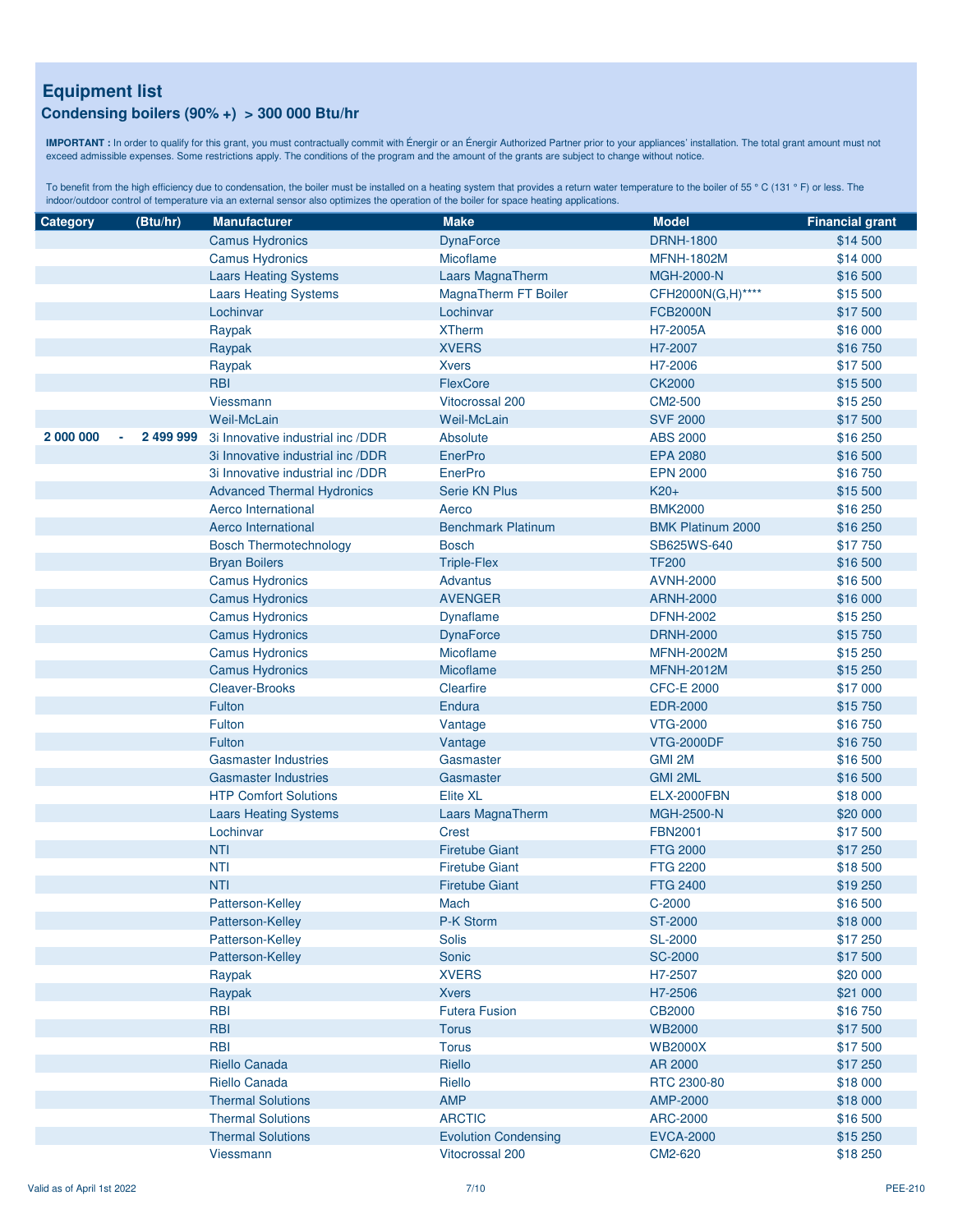## Equipment list

### Condensing boilers (90% +) > 300 000 Btu/hr

**IMPORTANT :** In order to qualify for this grant, you must contractually commit with Énergir or an Énergir Authorized Partner prior to your appliances' installation. The total grant amount must not exceed admissible expenses. Some restrictions apply. The conditions of the program and the amount of the grants are subject to change without notice.

To benefit from the high efficiency due to condensation, the boiler must be installed on a heating system that provides a return water temperature to the boiler of 55 ° C (131 ° F) or less. The indoor/outdoor control of temperature via an external sensor also optimizes the operation of the boiler for space heating applications.

| Category (Btu/hr) | Manufacturer | Make | Model | Financial grant |
|---|---|---|---|---|
| | Camus Hydronics | DynaForce | DRNH-1800 | $14 500 |
| | Camus Hydronics | Micoflame | MFNH-1802M | $14 000 |
| | Laars Heating Systems | Laars MagnaTherm | MGH-2000-N | $16 500 |
| | Laars Heating Systems | MagnaTherm FT Boiler | CFH2000N(G,H)**** | $15 500 |
| | Lochinvar | Lochinvar | FCB2000N | $17 500 |
| | Raypak | XTherm | H7-2005A | $16 000 |
| | Raypak | XVERS | H7-2007 | $16 750 |
| | Raypak | Xvers | H7-2006 | $17 500 |
| | RBI | FlexCore | CK2000 | $15 500 |
| | Viessmann | Vitocrossal 200 | CM2-500 | $15 250 |
| | Weil-McLain | Weil-McLain | SVF 2000 | $17 500 |
| **2 000 000 - 2 499 999** | 3i Innovative industrial inc /DDR | Absolute | ABS 2000 | $16 250 |
| | 3i Innovative industrial inc /DDR | EnerPro | EPA 2080 | $16 500 |
| | 3i Innovative industrial inc /DDR | EnerPro | EPN 2000 | $16 750 |
| | Advanced Thermal Hydronics | Serie KN Plus | K20+ | $15 500 |
| | Aerco International | Aerco | BMK2000 | $16 250 |
| | Aerco International | Benchmark Platinum | BMK Platinum 2000 | $16 250 |
| | Bosch Thermotechnology | Bosch | SB625WS-640 | $17 750 |
| | Bryan Boilers | Triple-Flex | TF200 | $16 500 |
| | Camus Hydronics | Advantus | AVNH-2000 | $16 500 |
| | Camus Hydronics | AVENGER | ARNH-2000 | $16 000 |
| | Camus Hydronics | Dynaflame | DFNH-2002 | $15 250 |
| | Camus Hydronics | DynaForce | DRNH-2000 | $15 750 |
| | Camus Hydronics | Micoflame | MFNH-2002M | $15 250 |
| | Camus Hydronics | Micoflame | MFNH-2012M | $15 250 |
| | Cleaver-Brooks | Clearfire | CFC-E 2000 | $17 000 |
| | Fulton | Endura | EDR-2000 | $15 750 |
| | Fulton | Vantage | VTG-2000 | $16 750 |
| | Fulton | Vantage | VTG-2000DF | $16 750 |
| | Gasmaster Industries | Gasmaster | GMI 2M | $16 500 |
| | Gasmaster Industries | Gasmaster | GMI 2ML | $16 500 |
| | HTP Comfort Solutions | Elite XL | ELX-2000FBN | $18 000 |
| | Laars Heating Systems | Laars MagnaTherm | MGH-2500-N | $20 000 |
| | Lochinvar | Crest | FBN2001 | $17 500 |
| | NTI | Firetube Giant | FTG 2000 | $17 250 |
| | NTI | Firetube Giant | FTG 2200 | $18 500 |
| | NTI | Firetube Giant | FTG 2400 | $19 250 |
| | Patterson-Kelley | Mach | C-2000 | $16 500 |
| | Patterson-Kelley | P-K Storm | ST-2000 | $18 000 |
| | Patterson-Kelley | Solis | SL-2000 | $17 250 |
| | Patterson-Kelley | Sonic | SC-2000 | $17 500 |
| | Raypak | XVERS | H7-2507 | $20 000 |
| | Raypak | Xvers | H7-2506 | $21 000 |
| | RBI | Futera Fusion | CB2000 | $16 750 |
| | RBI | Torus | WB2000 | $17 500 |
| | RBI | Torus | WB2000X | $17 500 |
| | Riello Canada | Riello | AR 2000 | $17 250 |
| | Riello Canada | Riello | RTC 2300-80 | $18 000 |
| | Thermal Solutions | AMP | AMP-2000 | $18 000 |
| | Thermal Solutions | ARCTIC | ARC-2000 | $16 500 |
| | Thermal Solutions | Evolution Condensing | EVCA-2000 | $15 250 |
| | Viessmann | Vitocrossal 200 | CM2-620 | $18 250 |

Valid as of April 1st 2022

PEE-210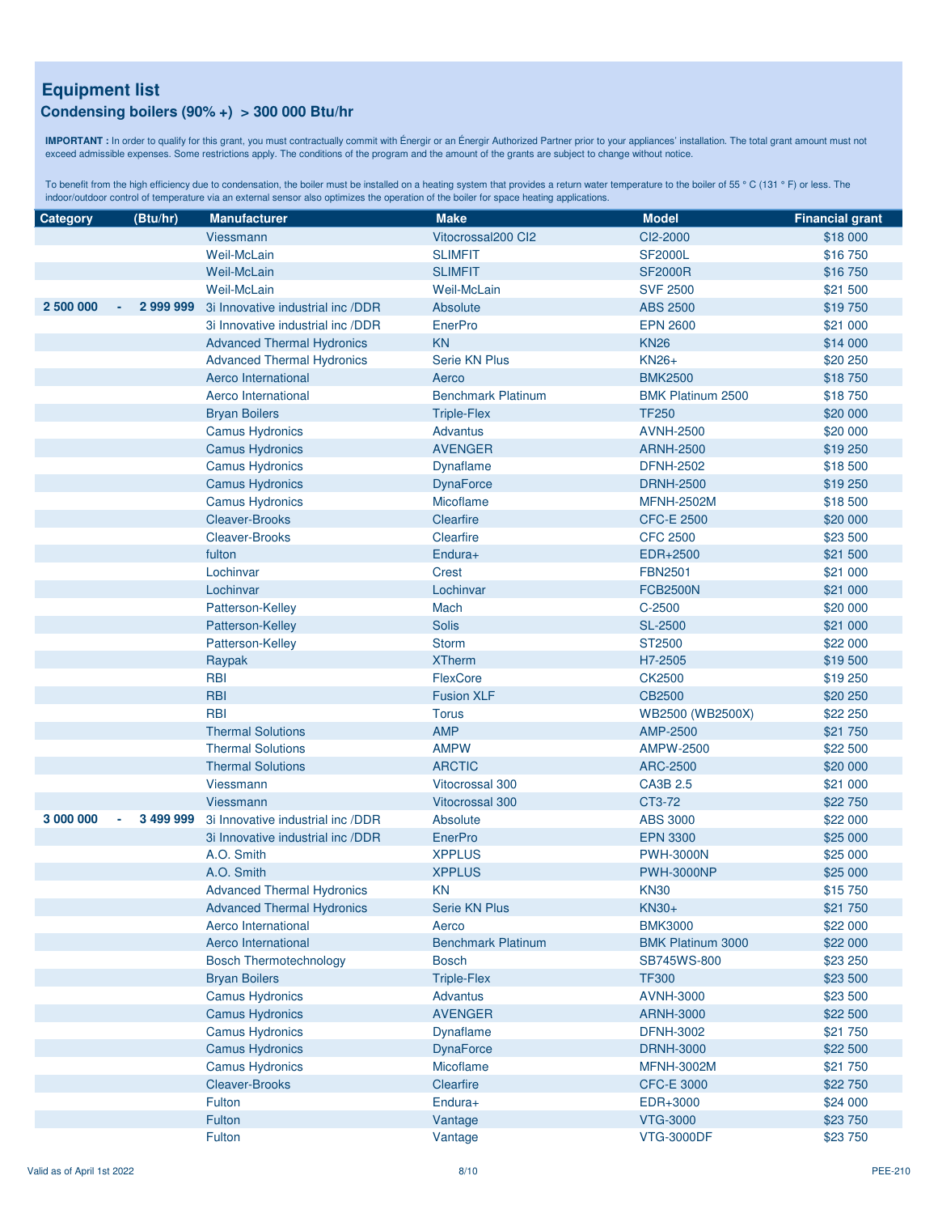## Equipment list

### Condensing boilers (90% +) > 300 000 Btu/hr

**IMPORTANT :** In order to qualify for this grant, you must contractually commit with Énergir or an Énergir Authorized Partner prior to your appliances' installation. The total grant amount must not exceed admissible expenses. Some restrictions apply. The conditions of the program and the amount of the grants are subject to change without notice.

To benefit from the high efficiency due to condensation, the boiler must be installed on a heating system that provides a return water temperature to the boiler of 55 ° C (131 ° F) or less. The indoor/outdoor control of temperature via an external sensor also optimizes the operation of the boiler for space heating applications.

| Category (Btu/hr) | Manufacturer | Make | Model | Financial grant |
|---|---|---|---|---|
| | Viessmann | Vitocrossal200 CI2 | CI2-2000 | $18 000 |
| | Weil-McLain | SLIMFIT | SF2000L | $16 750 |
| | Weil-McLain | SLIMFIT | SF2000R | $16 750 |
| | Weil-McLain | Weil-McLain | SVF 2500 | $21 500 |
| 2 500 000 - 2 999 999 | 3i Innovative industrial inc /DDR | Absolute | ABS 2500 | $19 750 |
| | 3i Innovative industrial inc /DDR | EnerPro | EPN 2600 | $21 000 |
| | Advanced Thermal Hydronics | KN | KN26 | $14 000 |
| | Advanced Thermal Hydronics | Serie KN Plus | KN26+ | $20 250 |
| | Aerco International | Aerco | BMK2500 | $18 750 |
| | Aerco International | Benchmark Platinum | BMK Platinum 2500 | $18 750 |
| | Bryan Boilers | Triple-Flex | TF250 | $20 000 |
| | Camus Hydronics | Advantus | AVNH-2500 | $20 000 |
| | Camus Hydronics | AVENGER | ARNH-2500 | $19 250 |
| | Camus Hydronics | Dynaflame | DFNH-2502 | $18 500 |
| | Camus Hydronics | DynaForce | DRNH-2500 | $19 250 |
| | Camus Hydronics | Micoflame | MFNH-2502M | $18 500 |
| | Cleaver-Brooks | Clearfire | CFC-E 2500 | $20 000 |
| | Cleaver-Brooks | Clearfire | CFC 2500 | $23 500 |
| | fulton | Endura+ | EDR+2500 | $21 500 |
| | Lochinvar | Crest | FBN2501 | $21 000 |
| | Lochinvar | Lochinvar | FCB2500N | $21 000 |
| | Patterson-Kelley | Mach | C-2500 | $20 000 |
| | Patterson-Kelley | Solis | SL-2500 | $21 000 |
| | Patterson-Kelley | Storm | ST2500 | $22 000 |
| | Raypak | XTherm | H7-2505 | $19 500 |
| | RBI | FlexCore | CK2500 | $19 250 |
| | RBI | Fusion XLF | CB2500 | $20 250 |
| | RBI | Torus | WB2500 (WB2500X) | $22 250 |
| | Thermal Solutions | AMP | AMP-2500 | $21 750 |
| | Thermal Solutions | AMPW | AMPW-2500 | $22 500 |
| | Thermal Solutions | ARCTIC | ARC-2500 | $20 000 |
| | Viessmann | Vitocrossal 300 | CA3B 2.5 | $21 000 |
| | Viessmann | Vitocrossal 300 | CT3-72 | $22 750 |
| 3 000 000 - 3 499 999 | 3i Innovative industrial inc /DDR | Absolute | ABS 3000 | $22 000 |
| | 3i Innovative industrial inc /DDR | EnerPro | EPN 3300 | $25 000 |
| | A.O. Smith | XPPLUS | PWH-3000N | $25 000 |
| | A.O. Smith | XPPLUS | PWH-3000NP | $25 000 |
| | Advanced Thermal Hydronics | KN | KN30 | $15 750 |
| | Advanced Thermal Hydronics | Serie KN Plus | KN30+ | $21 750 |
| | Aerco International | Aerco | BMK3000 | $22 000 |
| | Aerco International | Benchmark Platinum | BMK Platinum 3000 | $22 000 |
| | Bosch Thermotechnology | Bosch | SB745WS-800 | $23 250 |
| | Bryan Boilers | Triple-Flex | TF300 | $23 500 |
| | Camus Hydronics | Advantus | AVNH-3000 | $23 500 |
| | Camus Hydronics | AVENGER | ARNH-3000 | $22 500 |
| | Camus Hydronics | Dynaflame | DFNH-3002 | $21 750 |
| | Camus Hydronics | DynaForce | DRNH-3000 | $22 500 |
| | Camus Hydronics | Micoflame | MFNH-3002M | $21 750 |
| | Cleaver-Brooks | Clearfire | CFC-E 3000 | $22 750 |
| | Fulton | Endura+ | EDR+3000 | $24 000 |
| | Fulton | Vantage | VTG-3000 | $23 750 |
| | Fulton | Vantage | VTG-3000DF | $23 750 |

Valid as of April 1st 2022 — PEE-210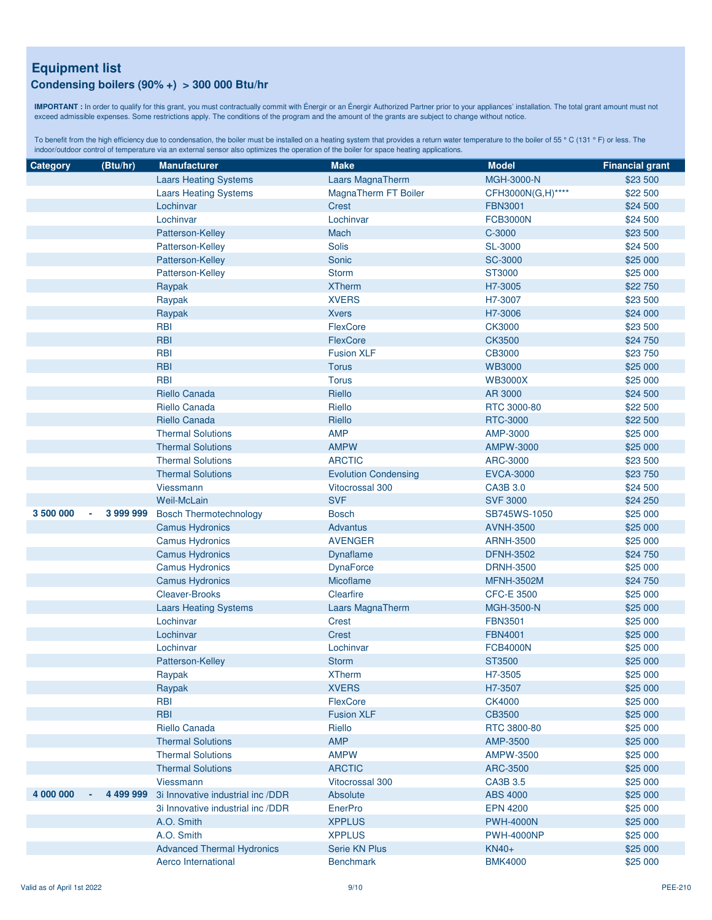# Equipment list

## Condensing boilers (90% +) > 300 000 Btu/hr

**IMPORTANT :** In order to qualify for this grant, you must contractually commit with Énergir or an Énergir Authorized Partner prior to your appliances' installation. The total grant amount must not exceed admissible expenses. Some restrictions apply. The conditions of the program and the amount of the grants are subject to change without notice.

To benefit from the high efficiency due to condensation, the boiler must be installed on a heating system that provides a return water temperature to the boiler of 55 ° C (131 ° F) or less. The indoor/outdoor control of temperature via an external sensor also optimizes the operation of the boiler for space heating applications.

| Category | | (Btu/hr) | Manufacturer | Make | Model | Financial grant |
|---|---|---|---|---|---|---|
| | | | Laars Heating Systems | Laars MagnaTherm | MGH-3000-N | $23 500 |
| | | | Laars Heating Systems | MagnaTherm FT Boiler | CFH3000N(G,H)**** | $22 500 |
| | | | Lochinvar | Crest | FBN3001 | $24 500 |
| | | | Lochinvar | Lochinvar | FCB3000N | $24 500 |
| | | | Patterson-Kelley | Mach | C-3000 | $23 500 |
| | | | Patterson-Kelley | Solis | SL-3000 | $24 500 |
| | | | Patterson-Kelley | Sonic | SC-3000 | $25 000 |
| | | | Patterson-Kelley | Storm | ST3000 | $25 000 |
| | | | Raypak | XTherm | H7-3005 | $22 750 |
| | | | Raypak | XVERS | H7-3007 | $23 500 |
| | | | Raypak | Xvers | H7-3006 | $24 000 |
| | | | RBI | FlexCore | CK3000 | $23 500 |
| | | | RBI | FlexCore | CK3500 | $24 750 |
| | | | RBI | Fusion XLF | CB3000 | $23 750 |
| | | | RBI | Torus | WB3000 | $25 000 |
| | | | RBI | Torus | WB3000X | $25 000 |
| | | | Riello Canada | Riello | AR 3000 | $24 500 |
| | | | Riello Canada | Riello | RTC 3000-80 | $22 500 |
| | | | Riello Canada | Riello | RTC-3000 | $22 500 |
| | | | Thermal Solutions | AMP | AMP-3000 | $25 000 |
| | | | Thermal Solutions | AMPW | AMPW-3000 | $25 000 |
| | | | Thermal Solutions | ARCTIC | ARC-3000 | $23 500 |
| | | | Thermal Solutions | Evolution Condensing | EVCA-3000 | $23 750 |
| | | | Viessmann | Vitocrossal 300 | CA3B 3.0 | $24 500 |
| | | | Weil-McLain | SVF | SVF 3000 | $24 250 |
| 3 500 000 | - | 3 999 999 | Bosch Thermotechnology | Bosch | SB745WS-1050 | $25 000 |
| | | | Camus Hydronics | Advantus | AVNH-3500 | $25 000 |
| | | | Camus Hydronics | AVENGER | ARNH-3500 | $25 000 |
| | | | Camus Hydronics | Dynaflame | DFNH-3502 | $24 750 |
| | | | Camus Hydronics | DynaForce | DRNH-3500 | $25 000 |
| | | | Camus Hydronics | Micoflame | MFNH-3502M | $24 750 |
| | | | Cleaver-Brooks | Clearfire | CFC-E 3500 | $25 000 |
| | | | Laars Heating Systems | Laars MagnaTherm | MGH-3500-N | $25 000 |
| | | | Lochinvar | Crest | FBN3501 | $25 000 |
| | | | Lochinvar | Crest | FBN4001 | $25 000 |
| | | | Lochinvar | Lochinvar | FCB4000N | $25 000 |
| | | | Patterson-Kelley | Storm | ST3500 | $25 000 |
| | | | Raypak | XTherm | H7-3505 | $25 000 |
| | | | Raypak | XVERS | H7-3507 | $25 000 |
| | | | RBI | FlexCore | CK4000 | $25 000 |
| | | | RBI | Fusion XLF | CB3500 | $25 000 |
| | | | Riello Canada | Riello | RTC 3800-80 | $25 000 |
| | | | Thermal Solutions | AMP | AMP-3500 | $25 000 |
| | | | Thermal Solutions | AMPW | AMPW-3500 | $25 000 |
| | | | Thermal Solutions | ARCTIC | ARC-3500 | $25 000 |
| | | | Viessmann | Vitocrossal 300 | CA3B 3.5 | $25 000 |
| 4 000 000 | - | 4 499 999 | 3i Innovative industrial inc /DDR | Absolute | ABS 4000 | $25 000 |
| | | | 3i Innovative industrial inc /DDR | EnerPro | EPN 4200 | $25 000 |
| | | | A.O. Smith | XPPLUS | PWH-4000N | $25 000 |
| | | | A.O. Smith | XPPLUS | PWH-4000NP | $25 000 |
| | | | Advanced Thermal Hydronics | Serie KN Plus | KN40+ | $25 000 |
| | | | Aerco International | Benchmark | BMK4000 | $25 000 |

Valid as of April 1st 2022 — PEE-210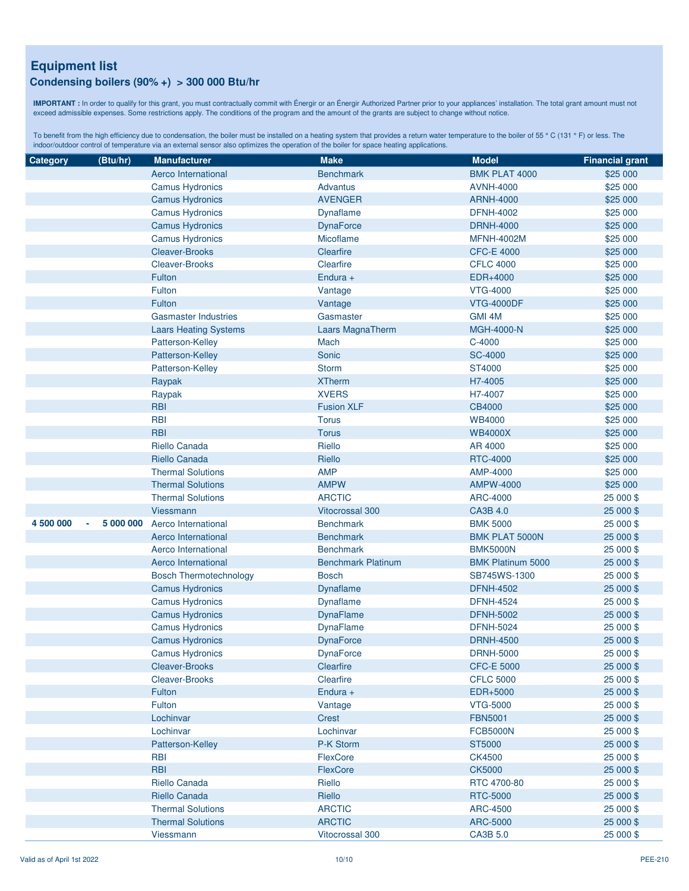## Equipment list

### Condensing boilers (90% +) > 300 000 Btu/hr

**IMPORTANT :** In order to qualify for this grant, you must contractually commit with Énergir or an Énergir Authorized Partner prior to your appliances' installation. The total grant amount must not exceed admissible expenses. Some restrictions apply. The conditions of the program and the amount of the grants are subject to change without notice.

To benefit from the high efficiency due to condensation, the boiler must be installed on a heating system that provides a return water temperature to the boiler of 55 ° C (131 ° F) or less. The indoor/outdoor control of temperature via an external sensor also optimizes the operation of the boiler for space heating applications.

| Category | | (Btu/hr) | Manufacturer | Make | Model | Financial grant |
|---|---|---|---|---|---|---|
| | | | Aerco International | Benchmark | BMK PLAT 4000 | $25 000 |
| | | | Camus Hydronics | Advantus | AVNH-4000 | $25 000 |
| | | | Camus Hydronics | AVENGER | ARNH-4000 | $25 000 |
| | | | Camus Hydronics | Dynaflame | DFNH-4002 | $25 000 |
| | | | Camus Hydronics | DynaForce | DRNH-4000 | $25 000 |
| | | | Camus Hydronics | Micoflame | MFNH-4002M | $25 000 |
| | | | Cleaver-Brooks | Clearfire | CFC-E 4000 | $25 000 |
| | | | Cleaver-Brooks | Clearfire | CFLC 4000 | $25 000 |
| | | | Fulton | Endura + | EDR+4000 | $25 000 |
| | | | Fulton | Vantage | VTG-4000 | $25 000 |
| | | | Fulton | Vantage | VTG-4000DF | $25 000 |
| | | | Gasmaster Industries | Gasmaster | GMI 4M | $25 000 |
| | | | Laars Heating Systems | Laars MagnaTherm | MGH-4000-N | $25 000 |
| | | | Patterson-Kelley | Mach | C-4000 | $25 000 |
| | | | Patterson-Kelley | Sonic | SC-4000 | $25 000 |
| | | | Patterson-Kelley | Storm | ST4000 | $25 000 |
| | | | Raypak | XTherm | H7-4005 | $25 000 |
| | | | Raypak | XVERS | H7-4007 | $25 000 |
| | | | RBI | Fusion XLF | CB4000 | $25 000 |
| | | | RBI | Torus | WB4000 | $25 000 |
| | | | RBI | Torus | WB4000X | $25 000 |
| | | | Riello Canada | Riello | AR 4000 | $25 000 |
| | | | Riello Canada | Riello | RTC-4000 | $25 000 |
| | | | Thermal Solutions | AMP | AMP-4000 | $25 000 |
| | | | Thermal Solutions | AMPW | AMPW-4000 | $25 000 |
| | | | Thermal Solutions | ARCTIC | ARC-4000 | 25 000 $ |
| | | | Viessmann | Vitocrossal 300 | CA3B 4.0 | 25 000 $ |
| 4 500 000 | - | 5 000 000 | Aerco International | Benchmark | BMK 5000 | 25 000 $ |
| | | | Aerco International | Benchmark | BMK PLAT 5000N | 25 000 $ |
| | | | Aerco International | Benchmark | BMK5000N | 25 000 $ |
| | | | Aerco International | Benchmark Platinum | BMK Platinum 5000 | 25 000 $ |
| | | | Bosch Thermotechnology | Bosch | SB745WS-1300 | 25 000 $ |
| | | | Camus Hydronics | Dynaflame | DFNH-4502 | 25 000 $ |
| | | | Camus Hydronics | Dynaflame | DFNH-4524 | 25 000 $ |
| | | | Camus Hydronics | DynaFlame | DFNH-5002 | 25 000 $ |
| | | | Camus Hydronics | DynaFlame | DFNH-5024 | 25 000 $ |
| | | | Camus Hydronics | DynaForce | DRNH-4500 | 25 000 $ |
| | | | Camus Hydronics | DynaForce | DRNH-5000 | 25 000 $ |
| | | | Cleaver-Brooks | Clearfire | CFC-E 5000 | 25 000 $ |
| | | | Cleaver-Brooks | Clearfire | CFLC 5000 | 25 000 $ |
| | | | Fulton | Endura + | EDR+5000 | 25 000 $ |
| | | | Fulton | Vantage | VTG-5000 | 25 000 $ |
| | | | Lochinvar | Crest | FBN5001 | 25 000 $ |
| | | | Lochinvar | Lochinvar | FCB5000N | 25 000 $ |
| | | | Patterson-Kelley | P-K Storm | ST5000 | 25 000 $ |
| | | | RBI | FlexCore | CK4500 | 25 000 $ |
| | | | RBI | FlexCore | CK5000 | 25 000 $ |
| | | | Riello Canada | Riello | RTC 4700-80 | 25 000 $ |
| | | | Riello Canada | Riello | RTC-5000 | 25 000 $ |
| | | | Thermal Solutions | ARCTIC | ARC-4500 | 25 000 $ |
| | | | Thermal Solutions | ARCTIC | ARC-5000 | 25 000 $ |
| | | | Viessmann | Vitocrossal 300 | CA3B 5.0 | 25 000 $ |

Valid as of April 1st 2022

PEE-210